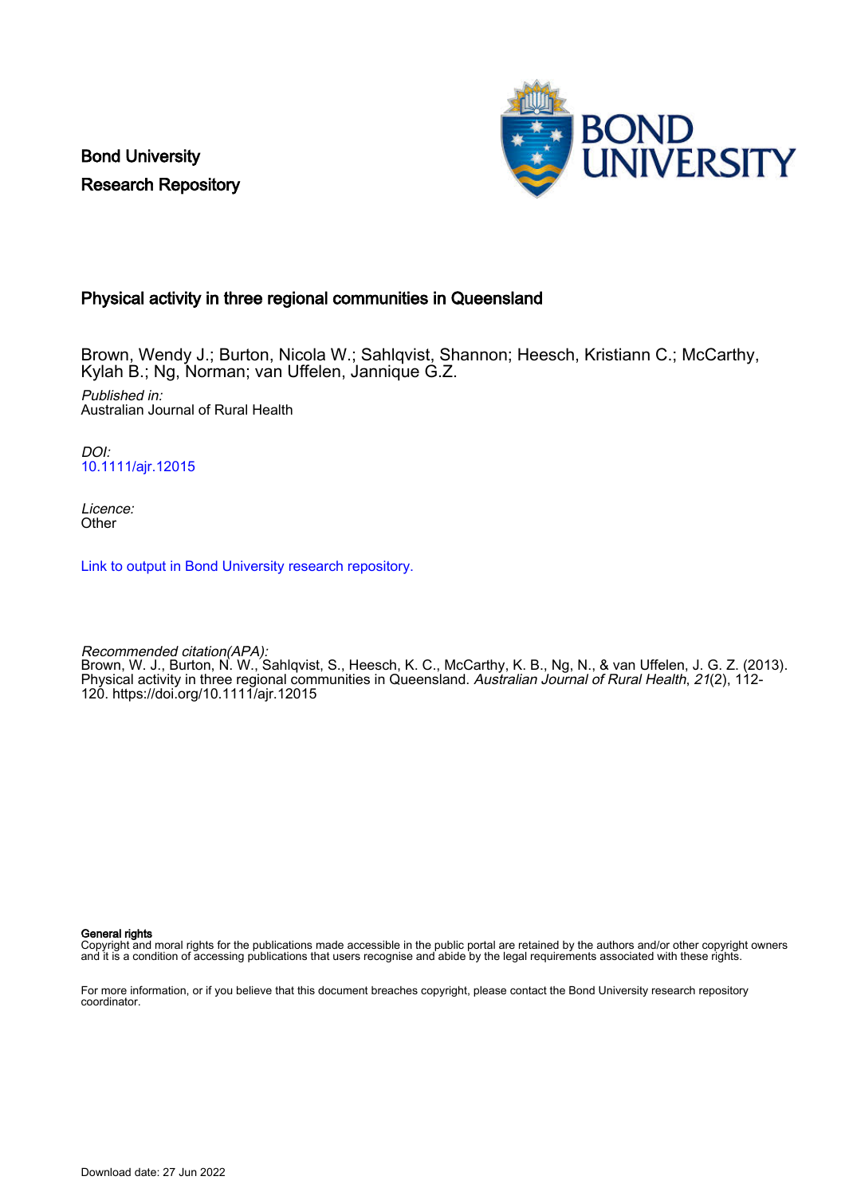Bond University
Research Repository

# Physical activity in three regional communities in Queensland

Brown, Wendy J.; Burton, Nicola W.; Sahlqvist, Shannon; Heesch, Kristiann C.; McCarthy, Kylah B.; Ng, Norman; van Uffelen, Jannique G.Z.

*Published in:*
Australian Journal of Rural Health

*DOI:*
10.1111/ajr.12015

*Licence:*
Other

Link to output in Bond University research repository.

*Recommended citation(APA):*
Brown, W. J., Burton, N. W., Sahlqvist, S., Heesch, K. C., McCarthy, K. B., Ng, N., & van Uffelen, J. G. Z. (2013). Physical activity in three regional communities in Queensland. *Australian Journal of Rural Health*, *21*(2), 112-120. https://doi.org/10.1111/ajr.12015

**General rights**
Copyright and moral rights for the publications made accessible in the public portal are retained by the authors and/or other copyright owners and it is a condition of accessing publications that users recognise and abide by the legal requirements associated with these rights.

For more information, or if you believe that this document breaches copyright, please contact the Bond University research repository coordinator.

Download date: 27 Jun 2022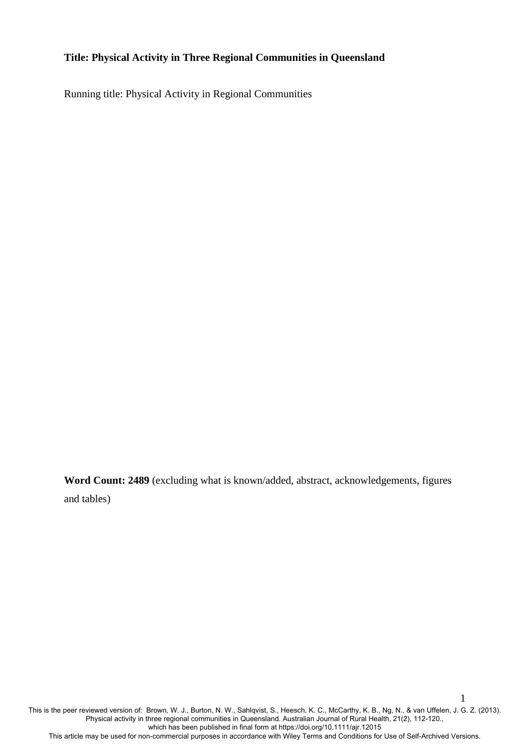**Title: Physical Activity in Three Regional Communities in Queensland**

Running title: Physical Activity in Regional Communities

**Word Count: 2489** (excluding what is known/added, abstract, acknowledgements, figures and tables)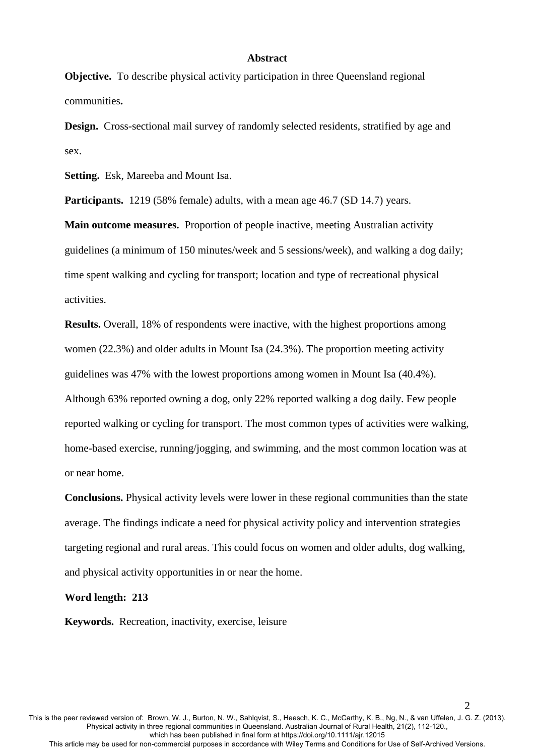## Abstract

**Objective.** To describe physical activity participation in three Queensland regional communities**.**

**Design.** Cross-sectional mail survey of randomly selected residents, stratified by age and sex.

**Setting.** Esk, Mareeba and Mount Isa.

**Participants.** 1219 (58% female) adults, with a mean age 46.7 (SD 14.7) years.

**Main outcome measures.** Proportion of people inactive, meeting Australian activity guidelines (a minimum of 150 minutes/week and 5 sessions/week), and walking a dog daily; time spent walking and cycling for transport; location and type of recreational physical activities.

**Results.** Overall, 18% of respondents were inactive, with the highest proportions among women (22.3%) and older adults in Mount Isa (24.3%). The proportion meeting activity guidelines was 47% with the lowest proportions among women in Mount Isa (40.4%). Although 63% reported owning a dog, only 22% reported walking a dog daily. Few people reported walking or cycling for transport. The most common types of activities were walking, home-based exercise, running/jogging, and swimming, and the most common location was at or near home.

**Conclusions.** Physical activity levels were lower in these regional communities than the state average. The findings indicate a need for physical activity policy and intervention strategies targeting regional and rural areas. This could focus on women and older adults, dog walking, and physical activity opportunities in or near the home.

**Word length: 213**

**Keywords.** Recreation, inactivity, exercise, leisure

This is the peer reviewed version of: Brown, W. J., Burton, N. W., Sahlqvist, S., Heesch, K. C., McCarthy, K. B., Ng, N., & van Uffelen, J. G. Z. (2013). Physical activity in three regional communities in Queensland. Australian Journal of Rural Health, 21(2), 112-120., which has been published in final form at https://doi.org/10.1111/ajr.12015
This article may be used for non-commercial purposes in accordance with Wiley Terms and Conditions for Use of Self-Archived Versions.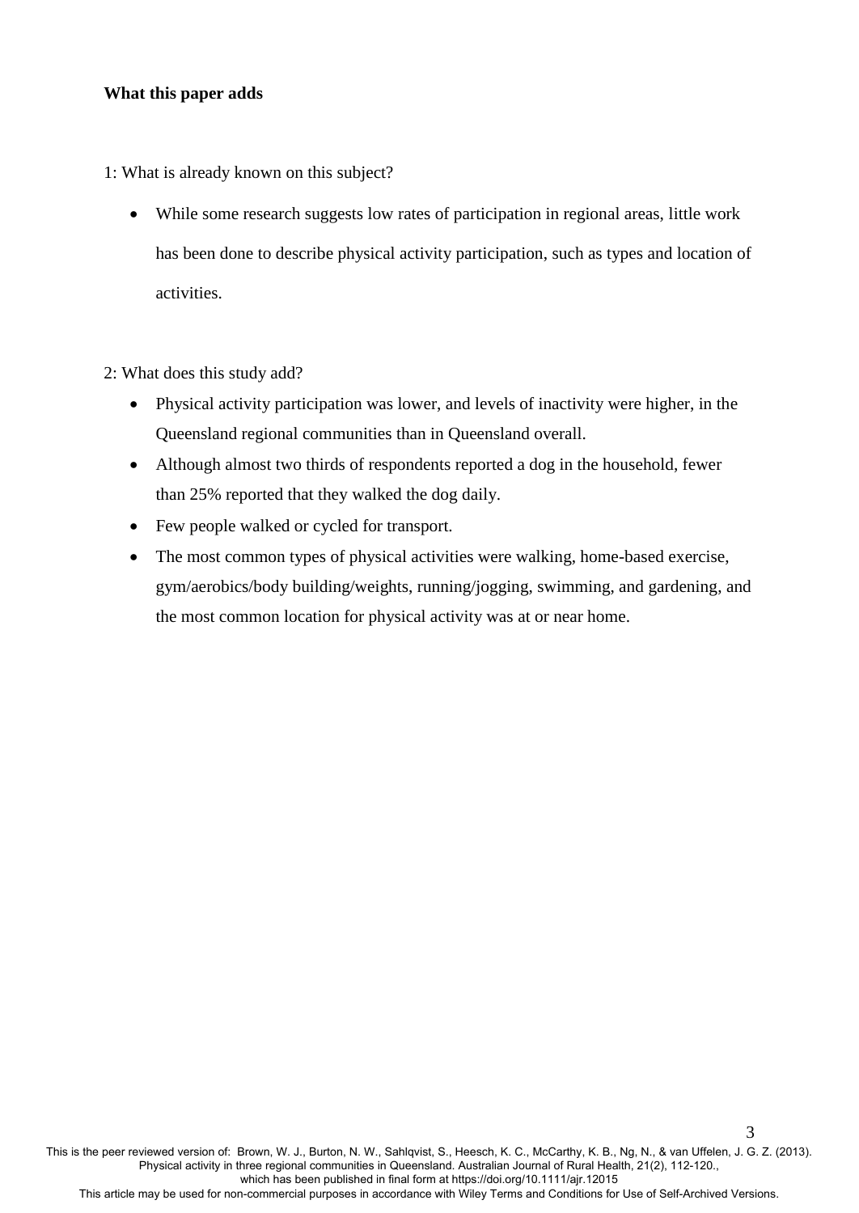**What this paper adds**

1: What is already known on this subject?

- While some research suggests low rates of participation in regional areas, little work has been done to describe physical activity participation, such as types and location of activities.

2: What does this study add?

- Physical activity participation was lower, and levels of inactivity were higher, in the Queensland regional communities than in Queensland overall.
- Although almost two thirds of respondents reported a dog in the household, fewer than 25% reported that they walked the dog daily.
- Few people walked or cycled for transport.
- The most common types of physical activities were walking, home-based exercise, gym/aerobics/body building/weights, running/jogging, swimming, and gardening, and the most common location for physical activity was at or near home.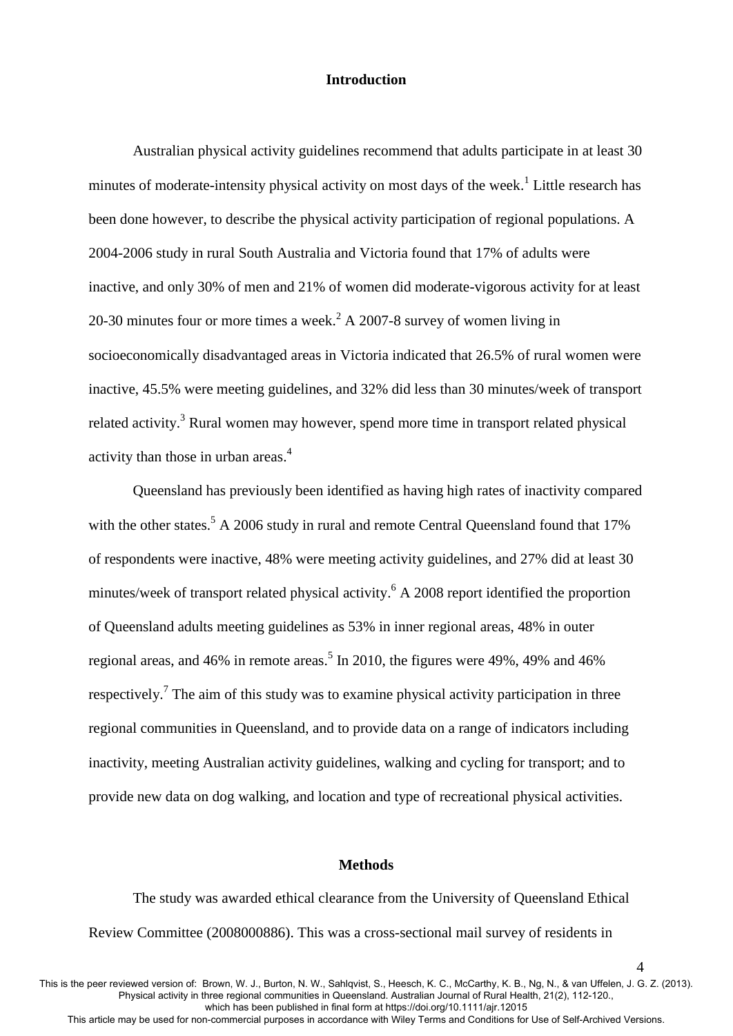## Introduction

Australian physical activity guidelines recommend that adults participate in at least 30 minutes of moderate-intensity physical activity on most days of the week.[1] Little research has been done however, to describe the physical activity participation of regional populations. A 2004-2006 study in rural South Australia and Victoria found that 17% of adults were inactive, and only 30% of men and 21% of women did moderate-vigorous activity for at least 20-30 minutes four or more times a week.[2] A 2007-8 survey of women living in socioeconomically disadvantaged areas in Victoria indicated that 26.5% of rural women were inactive, 45.5% were meeting guidelines, and 32% did less than 30 minutes/week of transport related activity.[3] Rural women may however, spend more time in transport related physical activity than those in urban areas.[4]

Queensland has previously been identified as having high rates of inactivity compared with the other states.[5] A 2006 study in rural and remote Central Queensland found that 17% of respondents were inactive, 48% were meeting activity guidelines, and 27% did at least 30 minutes/week of transport related physical activity.[6] A 2008 report identified the proportion of Queensland adults meeting guidelines as 53% in inner regional areas, 48% in outer regional areas, and 46% in remote areas.[5] In 2010, the figures were 49%, 49% and 46% respectively.[7] The aim of this study was to examine physical activity participation in three regional communities in Queensland, and to provide data on a range of indicators including inactivity, meeting Australian activity guidelines, walking and cycling for transport; and to provide new data on dog walking, and location and type of recreational physical activities.

## Methods

The study was awarded ethical clearance from the University of Queensland Ethical Review Committee (2008000886). This was a cross-sectional mail survey of residents in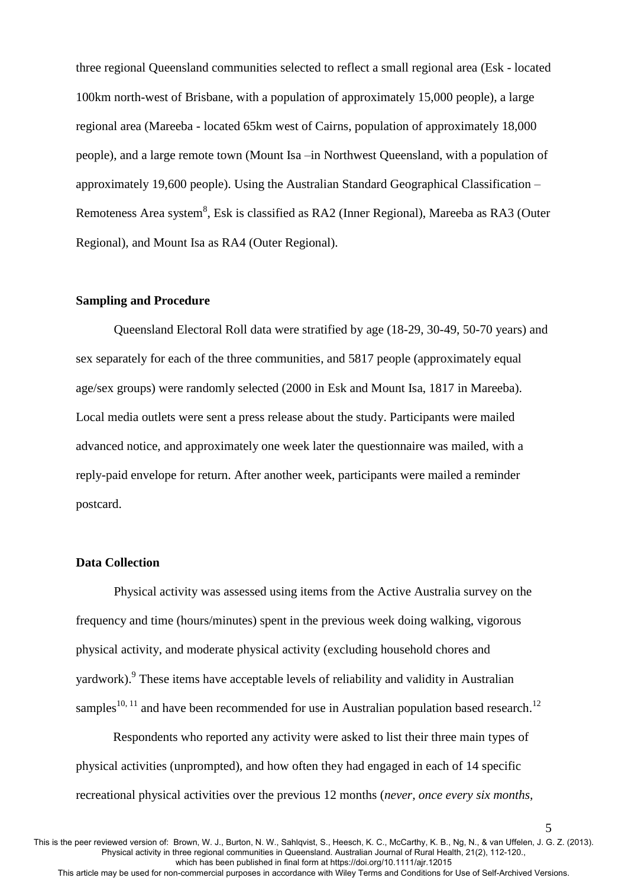three regional Queensland communities selected to reflect a small regional area (Esk - located 100km north-west of Brisbane, with a population of approximately 15,000 people), a large regional area (Mareeba - located 65km west of Cairns, population of approximately 18,000 people), and a large remote town (Mount Isa –in Northwest Queensland, with a population of approximately 19,600 people). Using the Australian Standard Geographical Classification – Remoteness Area system[8], Esk is classified as RA2 (Inner Regional), Mareeba as RA3 (Outer Regional), and Mount Isa as RA4 (Outer Regional).

**Sampling and Procedure**

Queensland Electoral Roll data were stratified by age (18-29, 30-49, 50-70 years) and sex separately for each of the three communities, and 5817 people (approximately equal age/sex groups) were randomly selected (2000 in Esk and Mount Isa, 1817 in Mareeba). Local media outlets were sent a press release about the study. Participants were mailed advanced notice, and approximately one week later the questionnaire was mailed, with a reply-paid envelope for return. After another week, participants were mailed a reminder postcard.

**Data Collection**

Physical activity was assessed using items from the Active Australia survey on the frequency and time (hours/minutes) spent in the previous week doing walking, vigorous physical activity, and moderate physical activity (excluding household chores and yardwork).[9] These items have acceptable levels of reliability and validity in Australian samples[10, 11] and have been recommended for use in Australian population based research.[12]

Respondents who reported any activity were asked to list their three main types of physical activities (unprompted), and how often they had engaged in each of 14 specific recreational physical activities over the previous 12 months (*never, once every six months,*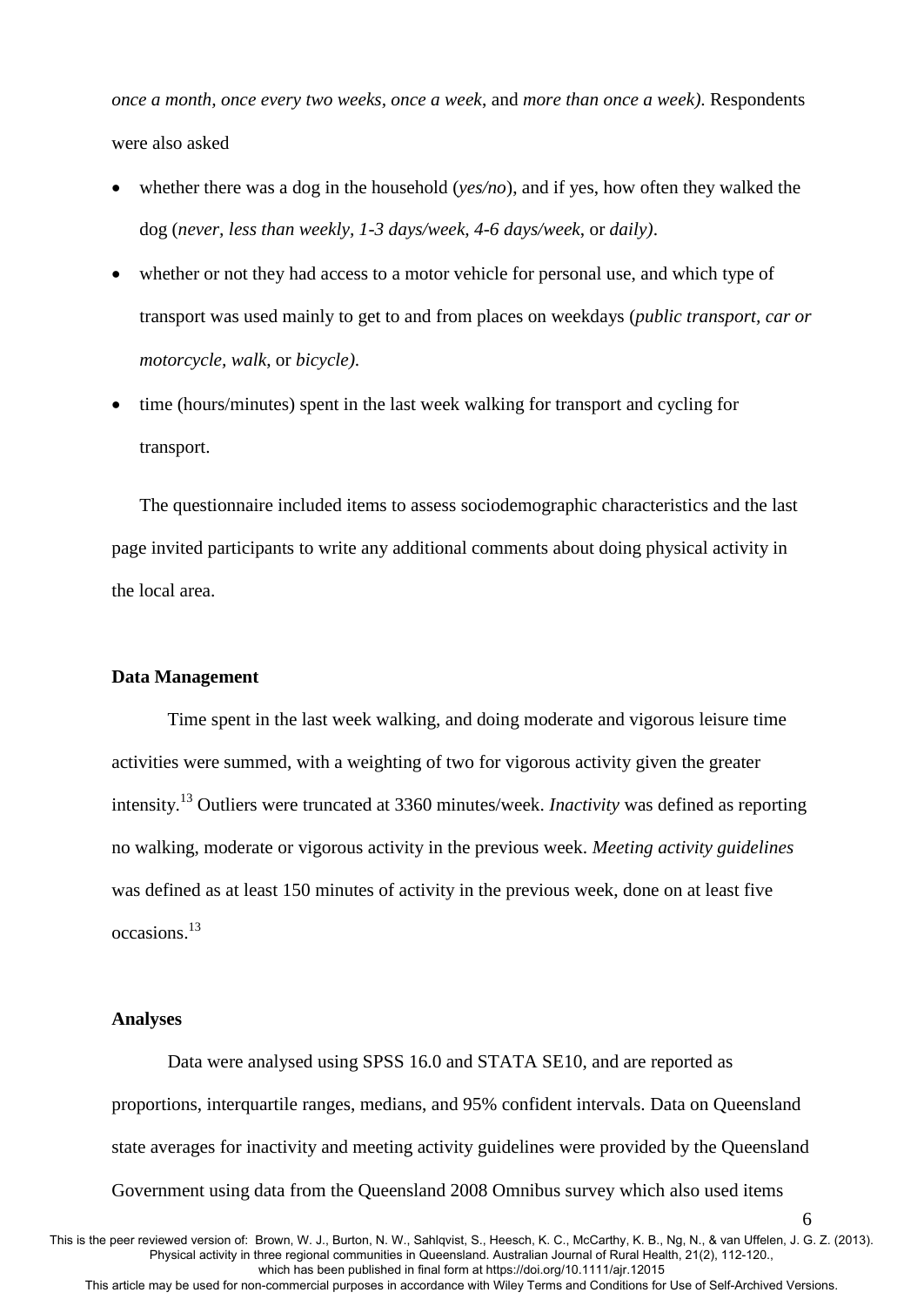*once a month, once every two weeks, once a week*, and *more than once a week)*. Respondents were also asked

- whether there was a dog in the household (*yes/no*), and if yes, how often they walked the dog (*never, less than weekly, 1-3 days/week, 4-6 days/week*, or *daily)*.
- whether or not they had access to a motor vehicle for personal use, and which type of transport was used mainly to get to and from places on weekdays (*public transport, car or motorcycle, walk*, or *bicycle)*.
- time (hours/minutes) spent in the last week walking for transport and cycling for transport.

The questionnaire included items to assess sociodemographic characteristics and the last page invited participants to write any additional comments about doing physical activity in the local area.

**Data Management**

Time spent in the last week walking, and doing moderate and vigorous leisure time activities were summed, with a weighting of two for vigorous activity given the greater intensity.[13] Outliers were truncated at 3360 minutes/week. *Inactivity* was defined as reporting no walking, moderate or vigorous activity in the previous week. *Meeting activity guidelines* was defined as at least 150 minutes of activity in the previous week, done on at least five occasions.[13]

**Analyses**

Data were analysed using SPSS 16.0 and STATA SE10, and are reported as proportions, interquartile ranges, medians, and 95% confident intervals. Data on Queensland state averages for inactivity and meeting activity guidelines were provided by the Queensland Government using data from the Queensland 2008 Omnibus survey which also used items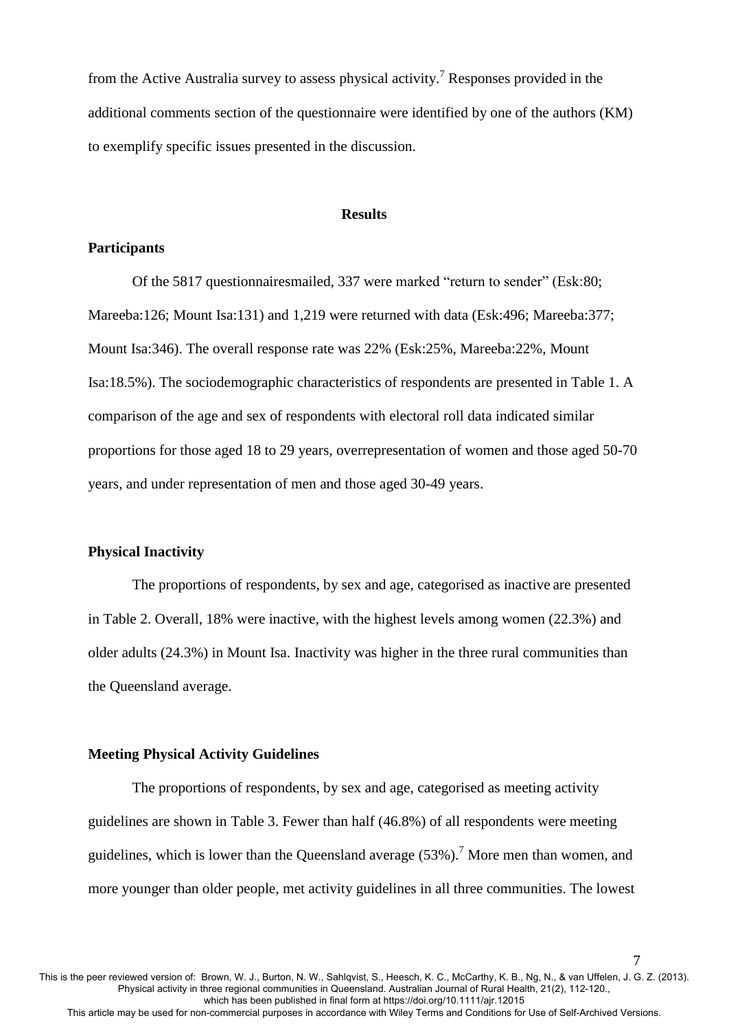from the Active Australia survey to assess physical activity.[7] Responses provided in the additional comments section of the questionnaire were identified by one of the authors (KM) to exemplify specific issues presented in the discussion.

## Results

### Participants

Of the 5817 questionnairesmailed, 337 were marked "return to sender" (Esk:80; Mareeba:126; Mount Isa:131) and 1,219 were returned with data (Esk:496; Mareeba:377; Mount Isa:346). The overall response rate was 22% (Esk:25%, Mareeba:22%, Mount Isa:18.5%). The sociodemographic characteristics of respondents are presented in Table 1. A comparison of the age and sex of respondents with electoral roll data indicated similar proportions for those aged 18 to 29 years, overrepresentation of women and those aged 50-70 years, and under representation of men and those aged 30-49 years.

### Physical Inactivity

The proportions of respondents, by sex and age, categorised as inactive are presented in Table 2. Overall, 18% were inactive, with the highest levels among women (22.3%) and older adults (24.3%) in Mount Isa. Inactivity was higher in the three rural communities than the Queensland average.

### Meeting Physical Activity Guidelines

The proportions of respondents, by sex and age, categorised as meeting activity guidelines are shown in Table 3. Fewer than half (46.8%) of all respondents were meeting guidelines, which is lower than the Queensland average (53%).[7] More men than women, and more younger than older people, met activity guidelines in all three communities. The lowest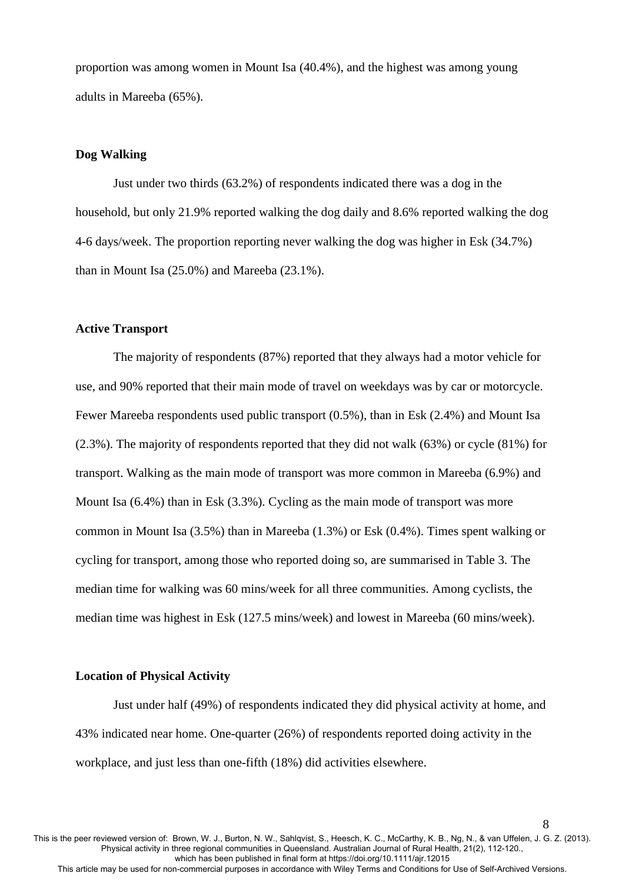proportion was among women in Mount Isa (40.4%), and the highest was among young adults in Mareeba (65%).

### Dog Walking

Just under two thirds (63.2%) of respondents indicated there was a dog in the household, but only 21.9% reported walking the dog daily and 8.6% reported walking the dog 4-6 days/week. The proportion reporting never walking the dog was higher in Esk (34.7%) than in Mount Isa (25.0%) and Mareeba (23.1%).

### Active Transport

The majority of respondents (87%) reported that they always had a motor vehicle for use, and 90% reported that their main mode of travel on weekdays was by car or motorcycle. Fewer Mareeba respondents used public transport (0.5%), than in Esk (2.4%) and Mount Isa (2.3%). The majority of respondents reported that they did not walk (63%) or cycle (81%) for transport. Walking as the main mode of transport was more common in Mareeba (6.9%) and Mount Isa (6.4%) than in Esk (3.3%). Cycling as the main mode of transport was more common in Mount Isa (3.5%) than in Mareeba (1.3%) or Esk (0.4%). Times spent walking or cycling for transport, among those who reported doing so, are summarised in Table 3. The median time for walking was 60 mins/week for all three communities. Among cyclists, the median time was highest in Esk (127.5 mins/week) and lowest in Mareeba (60 mins/week).

### Location of Physical Activity

Just under half (49%) of respondents indicated they did physical activity at home, and 43% indicated near home. One-quarter (26%) of respondents reported doing activity in the workplace, and just less than one-fifth (18%) did activities elsewhere.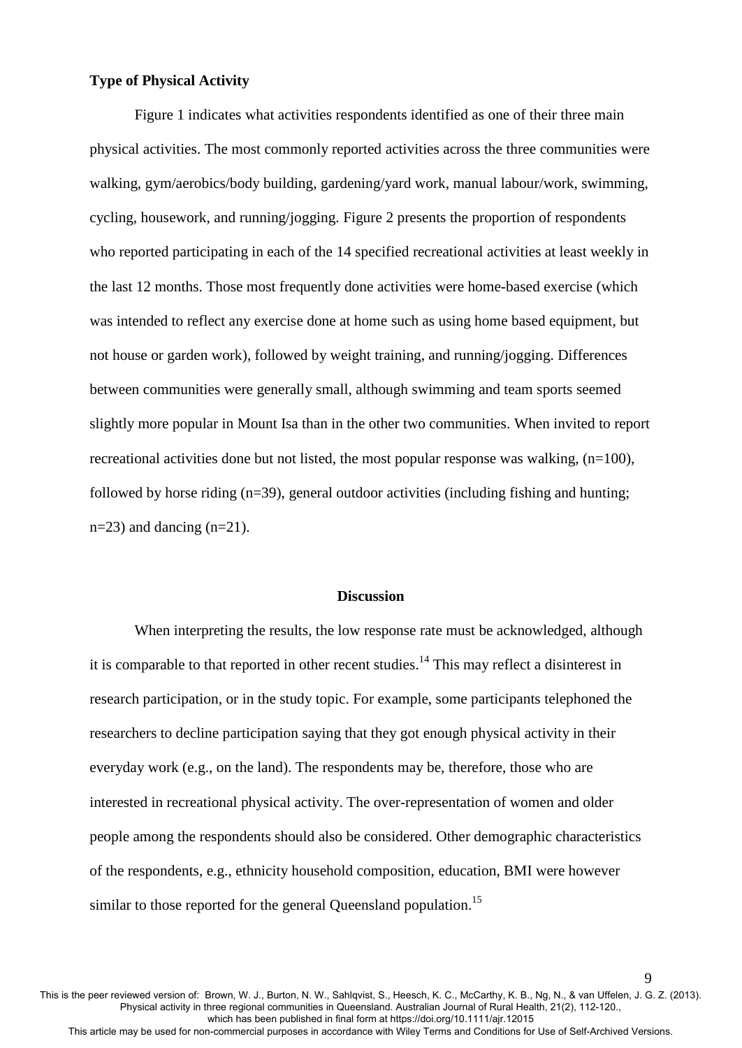**Type of Physical Activity**

Figure 1 indicates what activities respondents identified as one of their three main physical activities. The most commonly reported activities across the three communities were walking, gym/aerobics/body building, gardening/yard work, manual labour/work, swimming, cycling, housework, and running/jogging. Figure 2 presents the proportion of respondents who reported participating in each of the 14 specified recreational activities at least weekly in the last 12 months. Those most frequently done activities were home-based exercise (which was intended to reflect any exercise done at home such as using home based equipment, but not house or garden work), followed by weight training, and running/jogging. Differences between communities were generally small, although swimming and team sports seemed slightly more popular in Mount Isa than in the other two communities. When invited to report recreational activities done but not listed, the most popular response was walking, (n=100), followed by horse riding (n=39), general outdoor activities (including fishing and hunting; n=23) and dancing (n=21).

## Discussion

When interpreting the results, the low response rate must be acknowledged, although it is comparable to that reported in other recent studies.[14] This may reflect a disinterest in research participation, or in the study topic. For example, some participants telephoned the researchers to decline participation saying that they got enough physical activity in their everyday work (e.g., on the land). The respondents may be, therefore, those who are interested in recreational physical activity. The over-representation of women and older people among the respondents should also be considered. Other demographic characteristics of the respondents, e.g., ethnicity household composition, education, BMI were however similar to those reported for the general Queensland population.[15]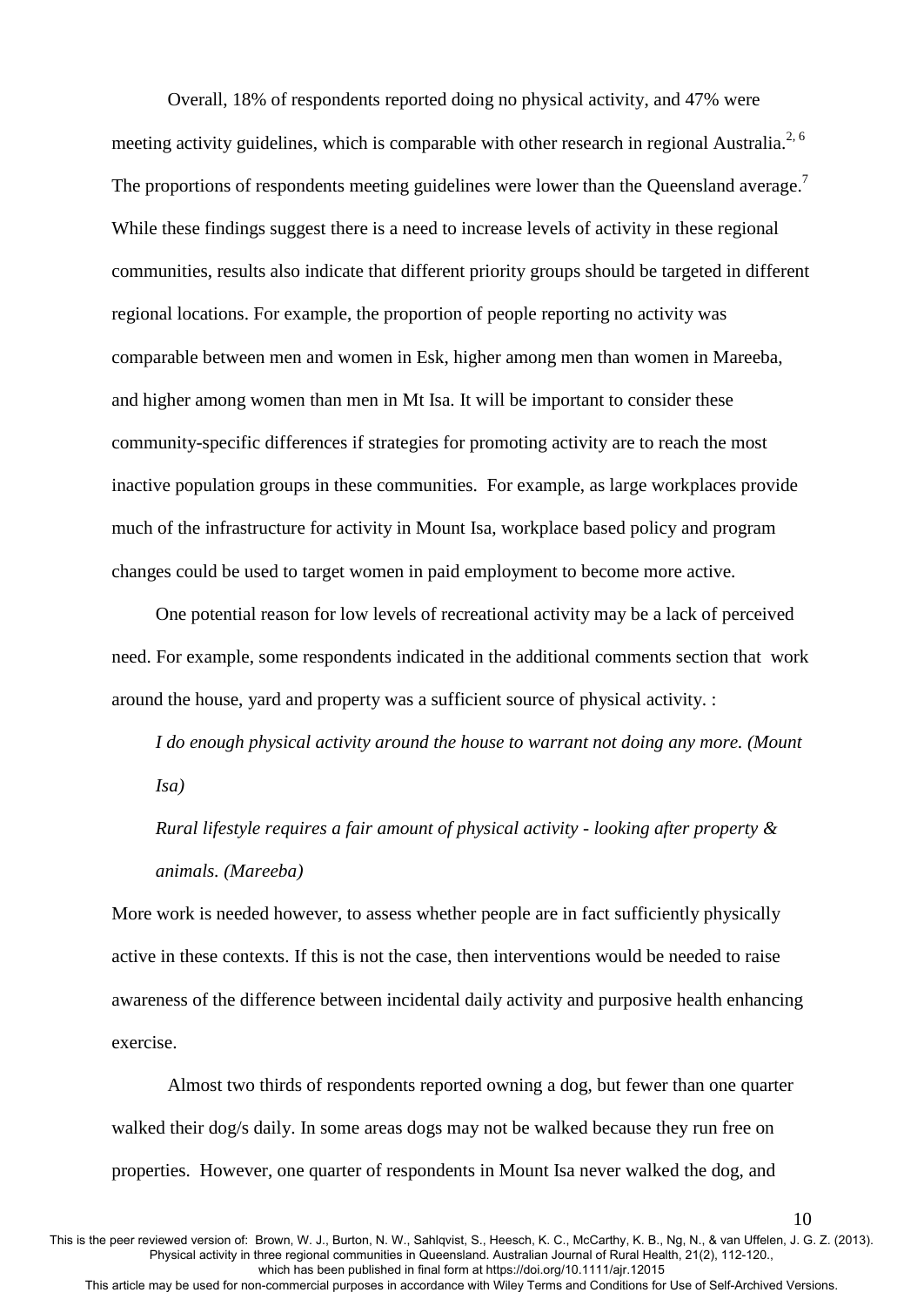Overall, 18% of respondents reported doing no physical activity, and 47% were meeting activity guidelines, which is comparable with other research in regional Australia.[2, 6] The proportions of respondents meeting guidelines were lower than the Queensland average.[7] While these findings suggest there is a need to increase levels of activity in these regional communities, results also indicate that different priority groups should be targeted in different regional locations. For example, the proportion of people reporting no activity was comparable between men and women in Esk, higher among men than women in Mareeba, and higher among women than men in Mt Isa. It will be important to consider these community-specific differences if strategies for promoting activity are to reach the most inactive population groups in these communities. For example, as large workplaces provide much of the infrastructure for activity in Mount Isa, workplace based policy and program changes could be used to target women in paid employment to become more active.

One potential reason for low levels of recreational activity may be a lack of perceived need. For example, some respondents indicated in the additional comments section that work around the house, yard and property was a sufficient source of physical activity. :

*I do enough physical activity around the house to warrant not doing any more. (Mount Isa)*

*Rural lifestyle requires a fair amount of physical activity - looking after property & animals. (Mareeba)*

More work is needed however, to assess whether people are in fact sufficiently physically active in these contexts. If this is not the case, then interventions would be needed to raise awareness of the difference between incidental daily activity and purposive health enhancing exercise.

Almost two thirds of respondents reported owning a dog, but fewer than one quarter walked their dog/s daily. In some areas dogs may not be walked because they run free on properties. However, one quarter of respondents in Mount Isa never walked the dog, and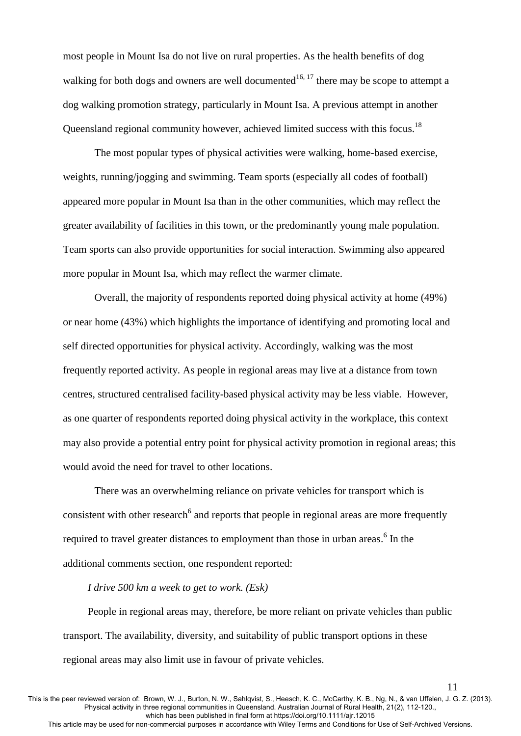most people in Mount Isa do not live on rural properties. As the health benefits of dog walking for both dogs and owners are well documented[16, 17] there may be scope to attempt a dog walking promotion strategy, particularly in Mount Isa. A previous attempt in another Queensland regional community however, achieved limited success with this focus.[18]

The most popular types of physical activities were walking, home-based exercise, weights, running/jogging and swimming. Team sports (especially all codes of football) appeared more popular in Mount Isa than in the other communities, which may reflect the greater availability of facilities in this town, or the predominantly young male population. Team sports can also provide opportunities for social interaction. Swimming also appeared more popular in Mount Isa, which may reflect the warmer climate.

Overall, the majority of respondents reported doing physical activity at home (49%) or near home (43%) which highlights the importance of identifying and promoting local and self directed opportunities for physical activity. Accordingly, walking was the most frequently reported activity. As people in regional areas may live at a distance from town centres, structured centralised facility-based physical activity may be less viable. However, as one quarter of respondents reported doing physical activity in the workplace, this context may also provide a potential entry point for physical activity promotion in regional areas; this would avoid the need for travel to other locations.

There was an overwhelming reliance on private vehicles for transport which is consistent with other research[6] and reports that people in regional areas are more frequently required to travel greater distances to employment than those in urban areas.[6] In the additional comments section, one respondent reported:

*I drive 500 km a week to get to work. (Esk)*

People in regional areas may, therefore, be more reliant on private vehicles than public transport. The availability, diversity, and suitability of public transport options in these regional areas may also limit use in favour of private vehicles.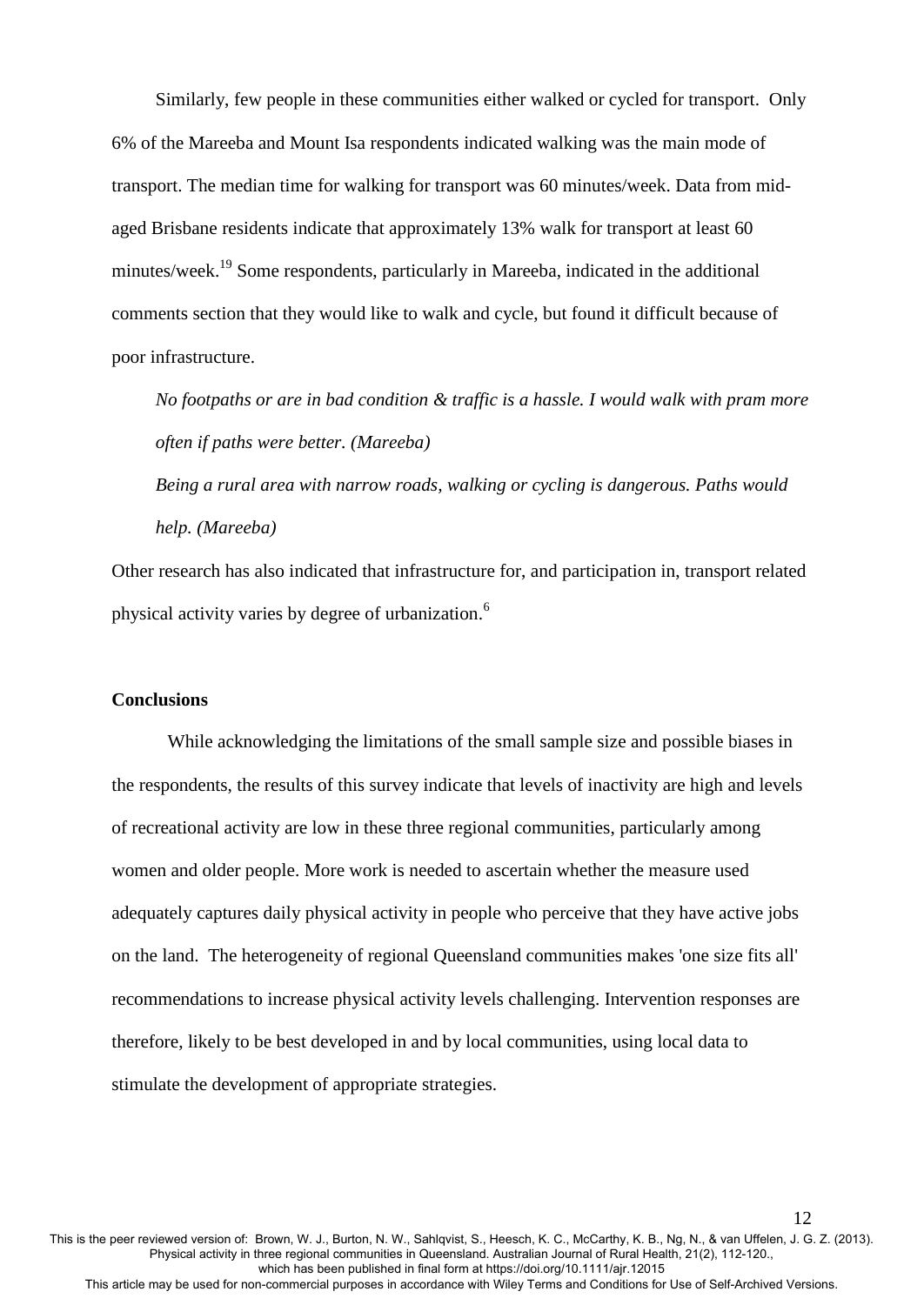Similarly, few people in these communities either walked or cycled for transport. Only 6% of the Mareeba and Mount Isa respondents indicated walking was the main mode of transport. The median time for walking for transport was 60 minutes/week. Data from mid-aged Brisbane residents indicate that approximately 13% walk for transport at least 60 minutes/week.[19] Some respondents, particularly in Mareeba, indicated in the additional comments section that they would like to walk and cycle, but found it difficult because of poor infrastructure.

*No footpaths or are in bad condition & traffic is a hassle. I would walk with pram more often if paths were better. (Mareeba)*

*Being a rural area with narrow roads, walking or cycling is dangerous. Paths would help. (Mareeba)*

Other research has also indicated that infrastructure for, and participation in, transport related physical activity varies by degree of urbanization.[6]

**Conclusions**

While acknowledging the limitations of the small sample size and possible biases in the respondents, the results of this survey indicate that levels of inactivity are high and levels of recreational activity are low in these three regional communities, particularly among women and older people. More work is needed to ascertain whether the measure used adequately captures daily physical activity in people who perceive that they have active jobs on the land. The heterogeneity of regional Queensland communities makes 'one size fits all' recommendations to increase physical activity levels challenging. Intervention responses are therefore, likely to be best developed in and by local communities, using local data to stimulate the development of appropriate strategies.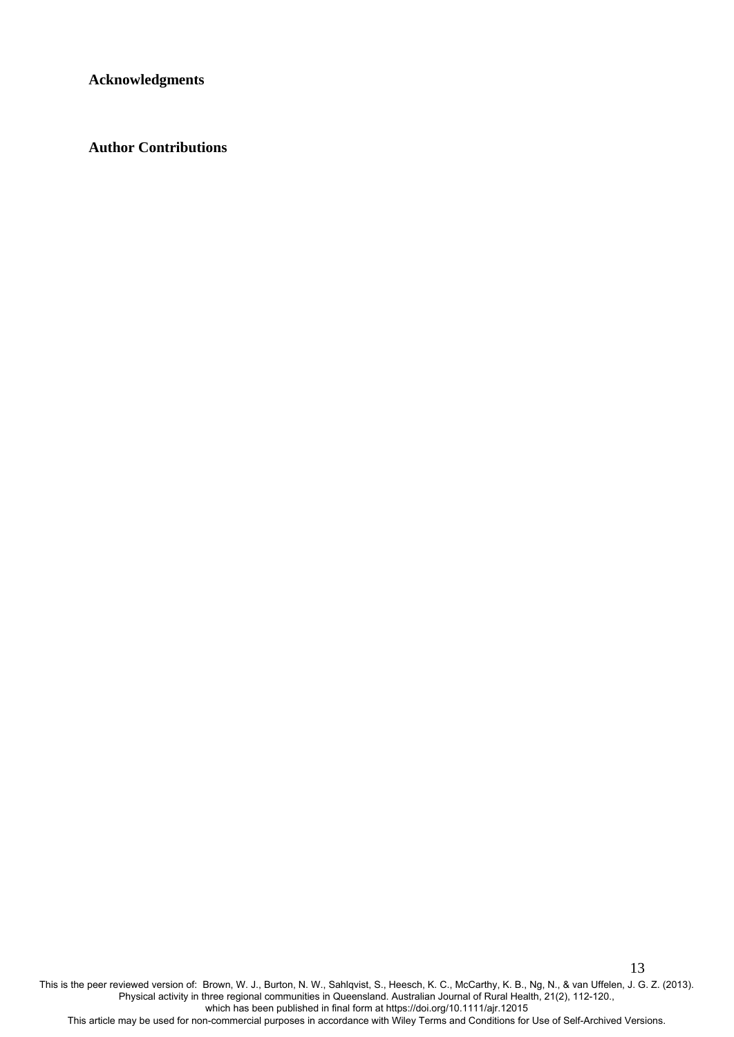**Acknowledgments**

**Author Contributions**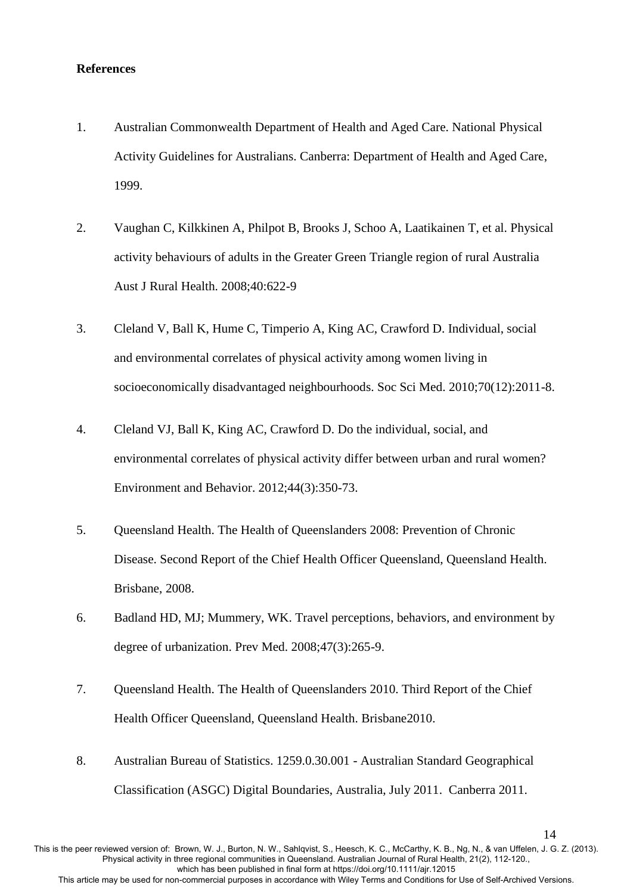**References**

1. Australian Commonwealth Department of Health and Aged Care. National Physical Activity Guidelines for Australians. Canberra: Department of Health and Aged Care, 1999.

2. Vaughan C, Kilkkinen A, Philpot B, Brooks J, Schoo A, Laatikainen T, et al. Physical activity behaviours of adults in the Greater Green Triangle region of rural Australia Aust J Rural Health. 2008;40:622-9

3. Cleland V, Ball K, Hume C, Timperio A, King AC, Crawford D. Individual, social and environmental correlates of physical activity among women living in socioeconomically disadvantaged neighbourhoods. Soc Sci Med. 2010;70(12):2011-8.

4. Cleland VJ, Ball K, King AC, Crawford D. Do the individual, social, and environmental correlates of physical activity differ between urban and rural women? Environment and Behavior. 2012;44(3):350-73.

5. Queensland Health. The Health of Queenslanders 2008: Prevention of Chronic Disease. Second Report of the Chief Health Officer Queensland, Queensland Health. Brisbane, 2008.

6. Badland HD, MJ; Mummery, WK. Travel perceptions, behaviors, and environment by degree of urbanization. Prev Med. 2008;47(3):265-9.

7. Queensland Health. The Health of Queenslanders 2010. Third Report of the Chief Health Officer Queensland, Queensland Health. Brisbane2010.

8. Australian Bureau of Statistics. 1259.0.30.001 - Australian Standard Geographical Classification (ASGC) Digital Boundaries, Australia, July 2011. Canberra 2011.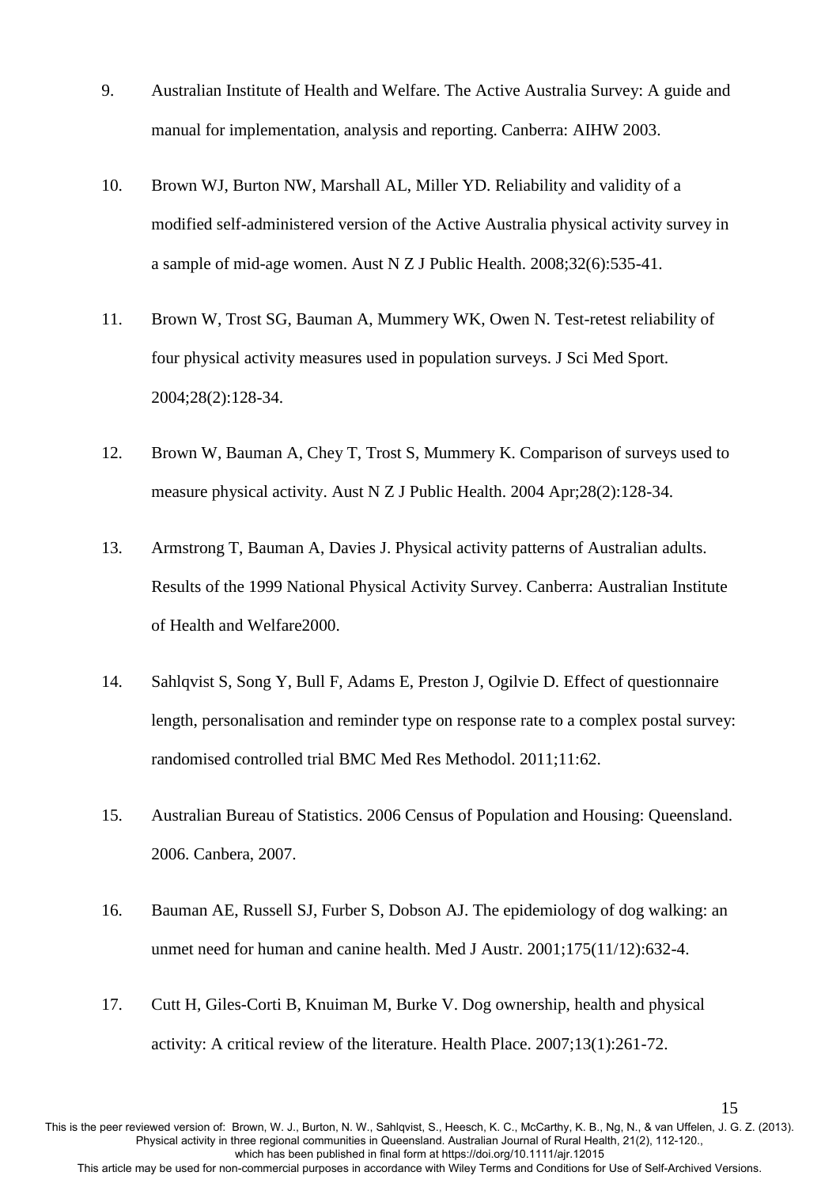9. Australian Institute of Health and Welfare. The Active Australia Survey: A guide and manual for implementation, analysis and reporting. Canberra: AIHW 2003.

10. Brown WJ, Burton NW, Marshall AL, Miller YD. Reliability and validity of a modified self-administered version of the Active Australia physical activity survey in a sample of mid-age women. Aust N Z J Public Health. 2008;32(6):535-41.

11. Brown W, Trost SG, Bauman A, Mummery WK, Owen N. Test-retest reliability of four physical activity measures used in population surveys. J Sci Med Sport. 2004;28(2):128-34.

12. Brown W, Bauman A, Chey T, Trost S, Mummery K. Comparison of surveys used to measure physical activity. Aust N Z J Public Health. 2004 Apr;28(2):128-34.

13. Armstrong T, Bauman A, Davies J. Physical activity patterns of Australian adults. Results of the 1999 National Physical Activity Survey. Canberra: Australian Institute of Health and Welfare2000.

14. Sahlqvist S, Song Y, Bull F, Adams E, Preston J, Ogilvie D. Effect of questionnaire length, personalisation and reminder type on response rate to a complex postal survey: randomised controlled trial BMC Med Res Methodol. 2011;11:62.

15. Australian Bureau of Statistics. 2006 Census of Population and Housing: Queensland. 2006. Canbera, 2007.

16. Bauman AE, Russell SJ, Furber S, Dobson AJ. The epidemiology of dog walking: an unmet need for human and canine health. Med J Austr. 2001;175(11/12):632-4.

17. Cutt H, Giles-Corti B, Knuiman M, Burke V. Dog ownership, health and physical activity: A critical review of the literature. Health Place. 2007;13(1):261-72.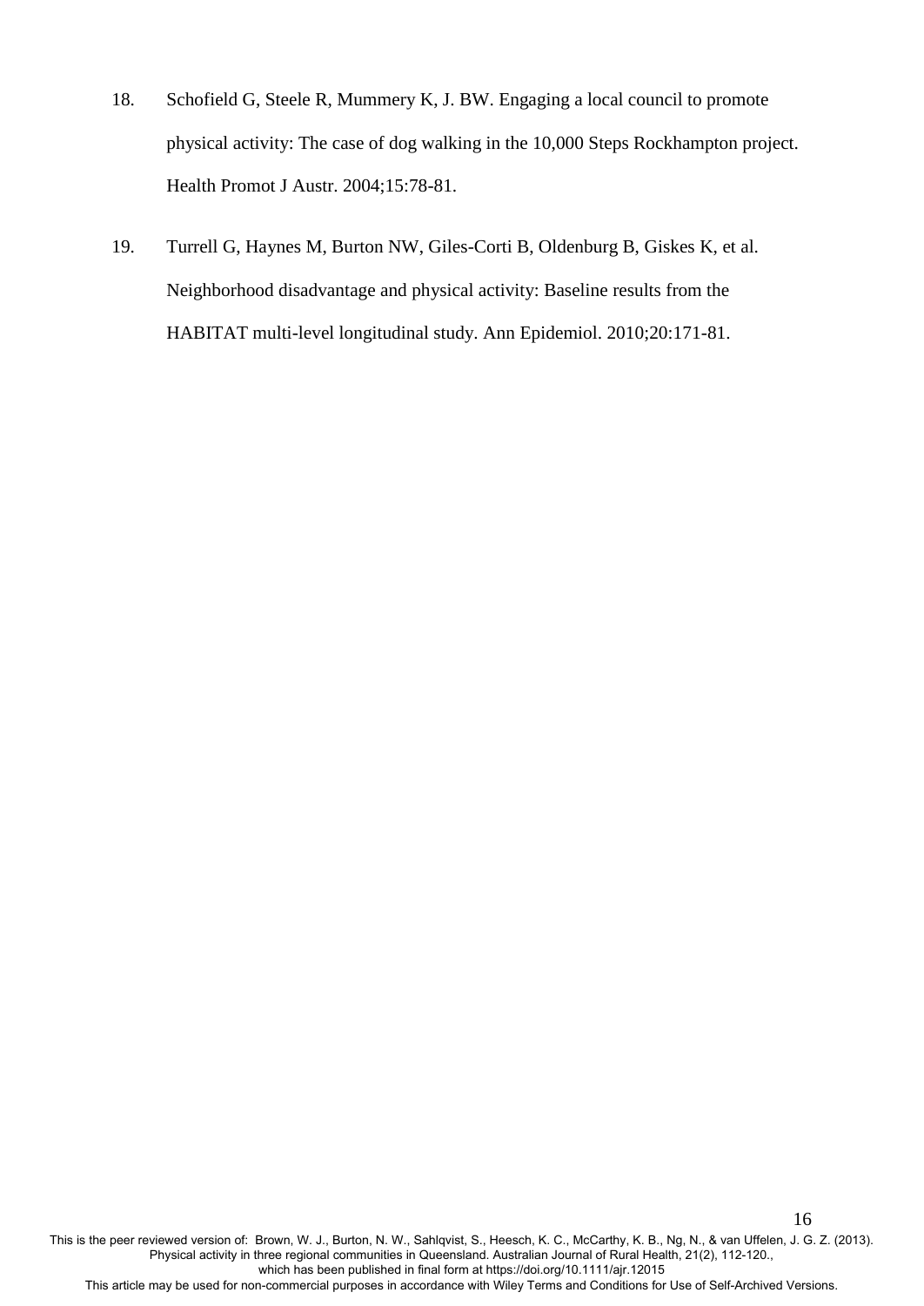18. Schofield G, Steele R, Mummery K, J. BW. Engaging a local council to promote physical activity: The case of dog walking in the 10,000 Steps Rockhampton project. Health Promot J Austr. 2004;15:78-81.

19. Turrell G, Haynes M, Burton NW, Giles-Corti B, Oldenburg B, Giskes K, et al. Neighborhood disadvantage and physical activity: Baseline results from the HABITAT multi-level longitudinal study. Ann Epidemiol. 2010;20:171-81.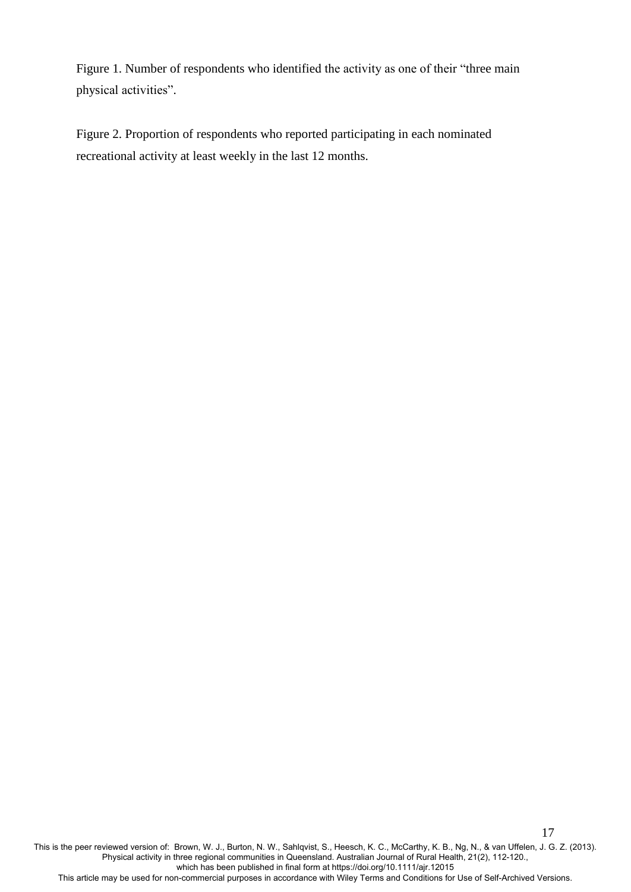Figure 1. Number of respondents who identified the activity as one of their "three main physical activities".

Figure 2. Proportion of respondents who reported participating in each nominated recreational activity at least weekly in the last 12 months.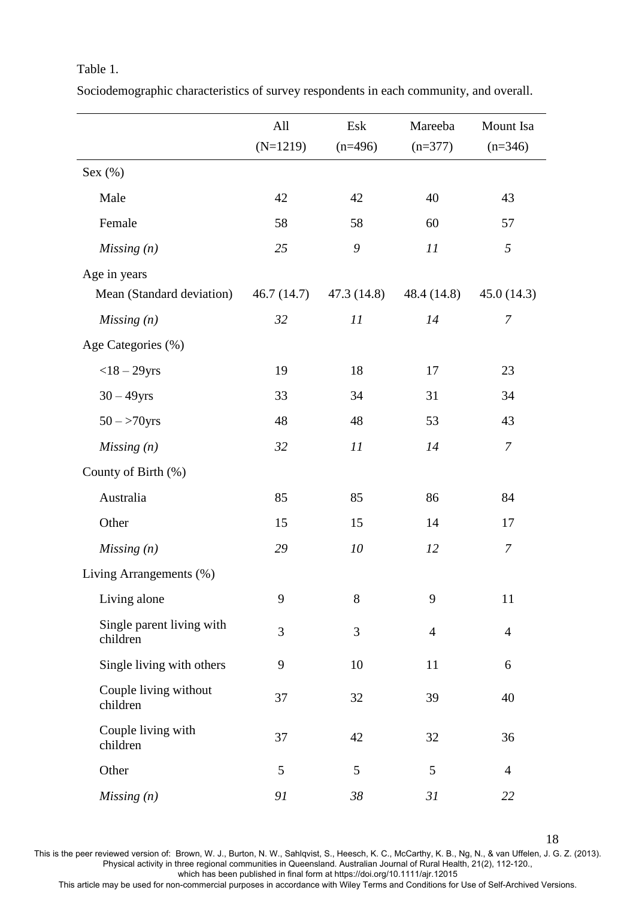Table 1.

Sociodemographic characteristics of survey respondents in each community, and overall.

| | All (N=1219) | Esk (n=496) | Mareeba (n=377) | Mount Isa (n=346) |
|---|---|---|---|---|
| Sex (%) | | | | |
| Male | 42 | 42 | 40 | 43 |
| Female | 58 | 58 | 60 | 57 |
| *Missing (n)* | *25* | *9* | *11* | *5* |
| Age in years | | | | |
| Mean (Standard deviation) | 46.7 (14.7) | 47.3 (14.8) | 48.4 (14.8) | 45.0 (14.3) |
| *Missing (n)* | *32* | *11* | *14* | *7* |
| Age Categories (%) | | | | |
| <18 – 29yrs | 19 | 18 | 17 | 23 |
| 30 – 49yrs | 33 | 34 | 31 | 34 |
| 50 – >70yrs | 48 | 48 | 53 | 43 |
| *Missing (n)* | *32* | *11* | *14* | *7* |
| County of Birth (%) | | | | |
| Australia | 85 | 85 | 86 | 84 |
| Other | 15 | 15 | 14 | 17 |
| *Missing (n)* | *29* | *10* | *12* | *7* |
| Living Arrangements (%) | | | | |
| Living alone | 9 | 8 | 9 | 11 |
| Single parent living with children | 3 | 3 | 4 | 4 |
| Single living with others | 9 | 10 | 11 | 6 |
| Couple living without children | 37 | 32 | 39 | 40 |
| Couple living with children | 37 | 42 | 32 | 36 |
| Other | 5 | 5 | 5 | 4 |
| *Missing (n)* | *91* | *38* | *31* | *22* |

This is the peer reviewed version of: Brown, W. J., Burton, N. W., Sahlqvist, S., Heesch, K. C., McCarthy, K. B., Ng, N., & van Uffelen, J. G. Z. (2013). Physical activity in three regional communities in Queensland. Australian Journal of Rural Health, 21(2), 112-120., which has been published in final form at https://doi.org/10.1111/ajr.12015
This article may be used for non-commercial purposes in accordance with Wiley Terms and Conditions for Use of Self-Archived Versions.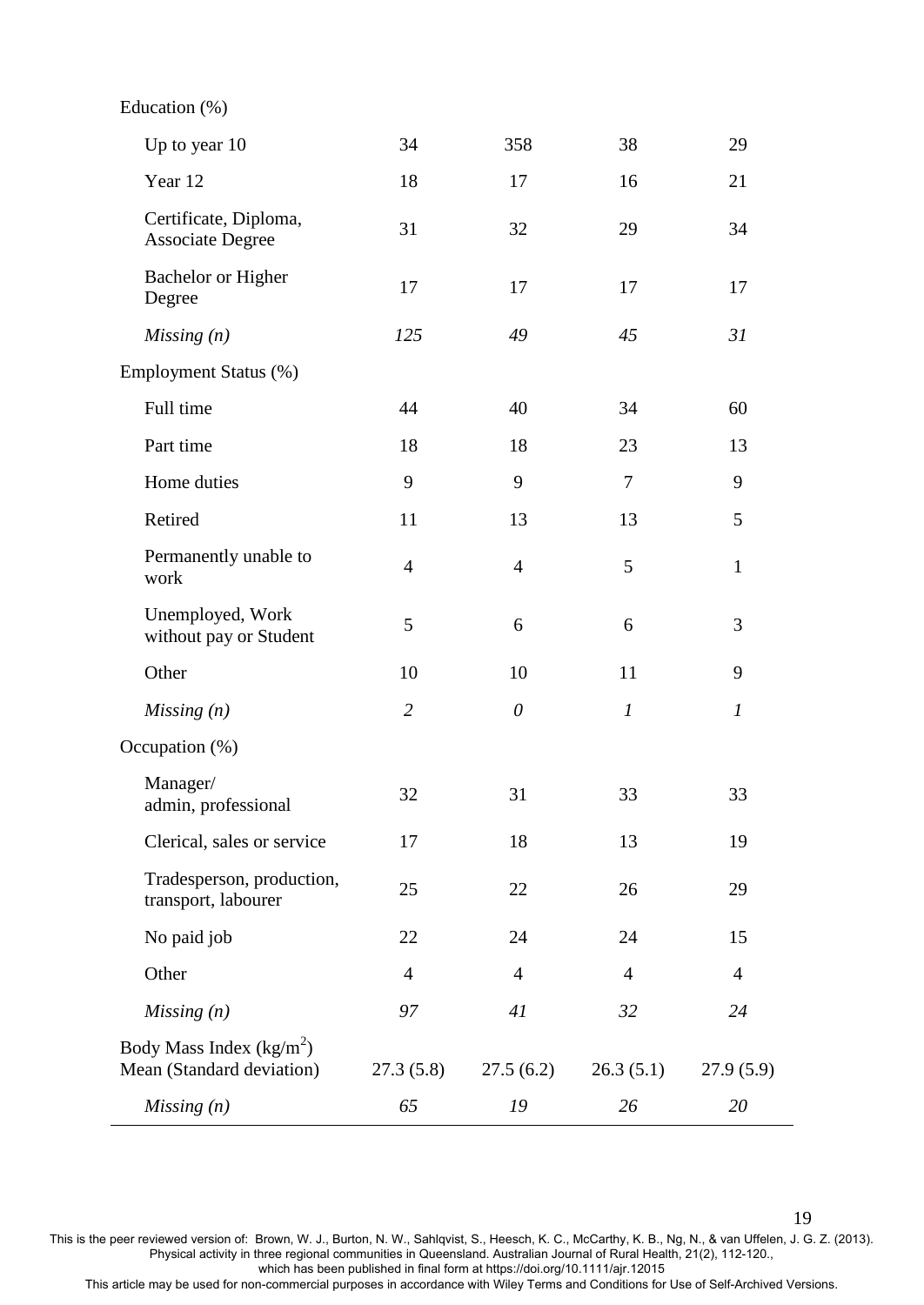| | | | | |
|---|---|---|---|---|
| Education (%) | | | | |
| Up to year 10 | 34 | 358 | 38 | 29 |
| Year 12 | 18 | 17 | 16 | 21 |
| Certificate, Diploma, Associate Degree | 31 | 32 | 29 | 34 |
| Bachelor or Higher Degree | 17 | 17 | 17 | 17 |
| *Missing (n)* | *125* | *49* | *45* | *31* |
| Employment Status (%) | | | | |
| Full time | 44 | 40 | 34 | 60 |
| Part time | 18 | 18 | 23 | 13 |
| Home duties | 9 | 9 | 7 | 9 |
| Retired | 11 | 13 | 13 | 5 |
| Permanently unable to work | 4 | 4 | 5 | 1 |
| Unemployed, Work without pay or Student | 5 | 6 | 6 | 3 |
| Other | 10 | 10 | 11 | 9 |
| *Missing (n)* | *2* | *0* | *1* | *1* |
| Occupation (%) | | | | |
| Manager/ admin, professional | 32 | 31 | 33 | 33 |
| Clerical, sales or service | 17 | 18 | 13 | 19 |
| Tradesperson, production, transport, labourer | 25 | 22 | 26 | 29 |
| No paid job | 22 | 24 | 24 | 15 |
| Other | 4 | 4 | 4 | 4 |
| *Missing (n)* | *97* | *41* | *32* | *24* |
| Body Mass Index ($kg/m^2$) Mean (Standard deviation) | 27.3 (5.8) | 27.5 (6.2) | 26.3 (5.1) | 27.9 (5.9) |
| *Missing (n)* | *65* | *19* | *26* | *20* |

This is the peer reviewed version of: Brown, W. J., Burton, N. W., Sahlqvist, S., Heesch, K. C., McCarthy, K. B., Ng, N., & van Uffelen, J. G. Z. (2013). Physical activity in three regional communities in Queensland. Australian Journal of Rural Health, 21(2), 112-120., which has been published in final form at https://doi.org/10.1111/ajr.12015
This article may be used for non-commercial purposes in accordance with Wiley Terms and Conditions for Use of Self-Archived Versions.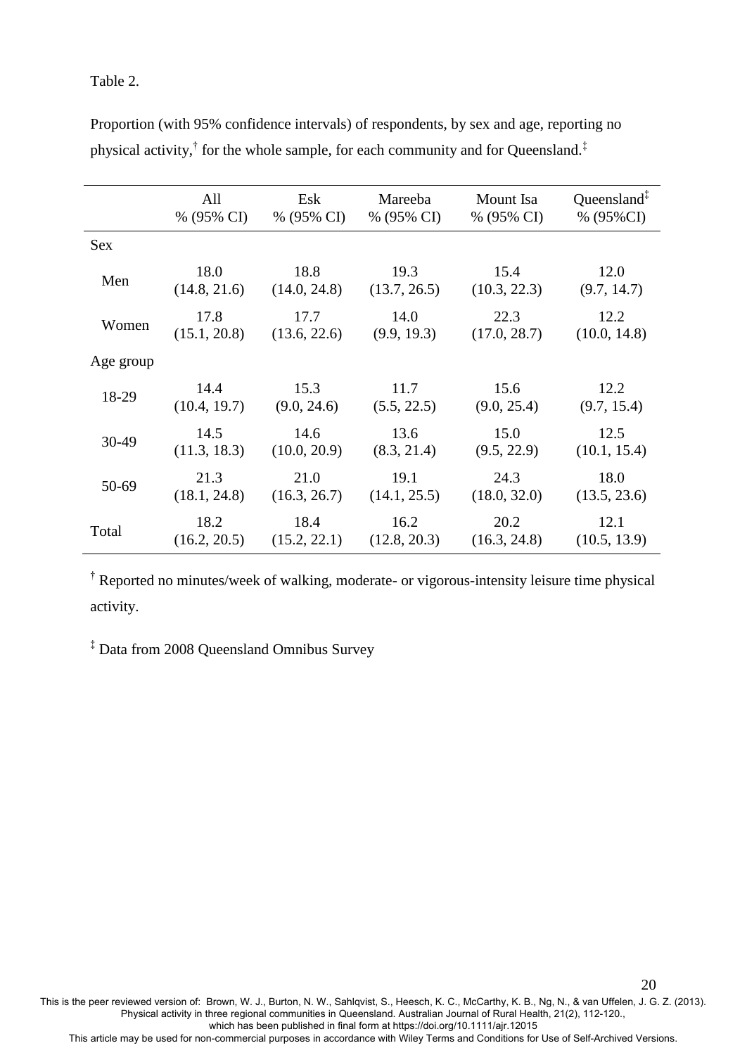Table 2.

Proportion (with 95% confidence intervals) of respondents, by sex and age, reporting no physical activity,[†] for the whole sample, for each community and for Queensland.[‡]

| | All % (95% CI) | Esk % (95% CI) | Mareeba % (95% CI) | Mount Isa % (95% CI) | Queensland[‡] % (95%CI) |
|---|---|---|---|---|---|
| Sex | | | | | |
| Men | 18.0 (14.8, 21.6) | 18.8 (14.0, 24.8) | 19.3 (13.7, 26.5) | 15.4 (10.3, 22.3) | 12.0 (9.7, 14.7) |
| Women | 17.8 (15.1, 20.8) | 17.7 (13.6, 22.6) | 14.0 (9.9, 19.3) | 22.3 (17.0, 28.7) | 12.2 (10.0, 14.8) |
| Age group | | | | | |
| 18-29 | 14.4 (10.4, 19.7) | 15.3 (9.0, 24.6) | 11.7 (5.5, 22.5) | 15.6 (9.0, 25.4) | 12.2 (9.7, 15.4) |
| 30-49 | 14.5 (11.3, 18.3) | 14.6 (10.0, 20.9) | 13.6 (8.3, 21.4) | 15.0 (9.5, 22.9) | 12.5 (10.1, 15.4) |
| 50-69 | 21.3 (18.1, 24.8) | 21.0 (16.3, 26.7) | 19.1 (14.1, 25.5) | 24.3 (18.0, 32.0) | 18.0 (13.5, 23.6) |
| Total | 18.2 (16.2, 20.5) | 18.4 (15.2, 22.1) | 16.2 (12.8, 20.3) | 20.2 (16.3, 24.8) | 12.1 (10.5, 13.9) |

[†] Reported no minutes/week of walking, moderate- or vigorous-intensity leisure time physical activity.

[‡] Data from 2008 Queensland Omnibus Survey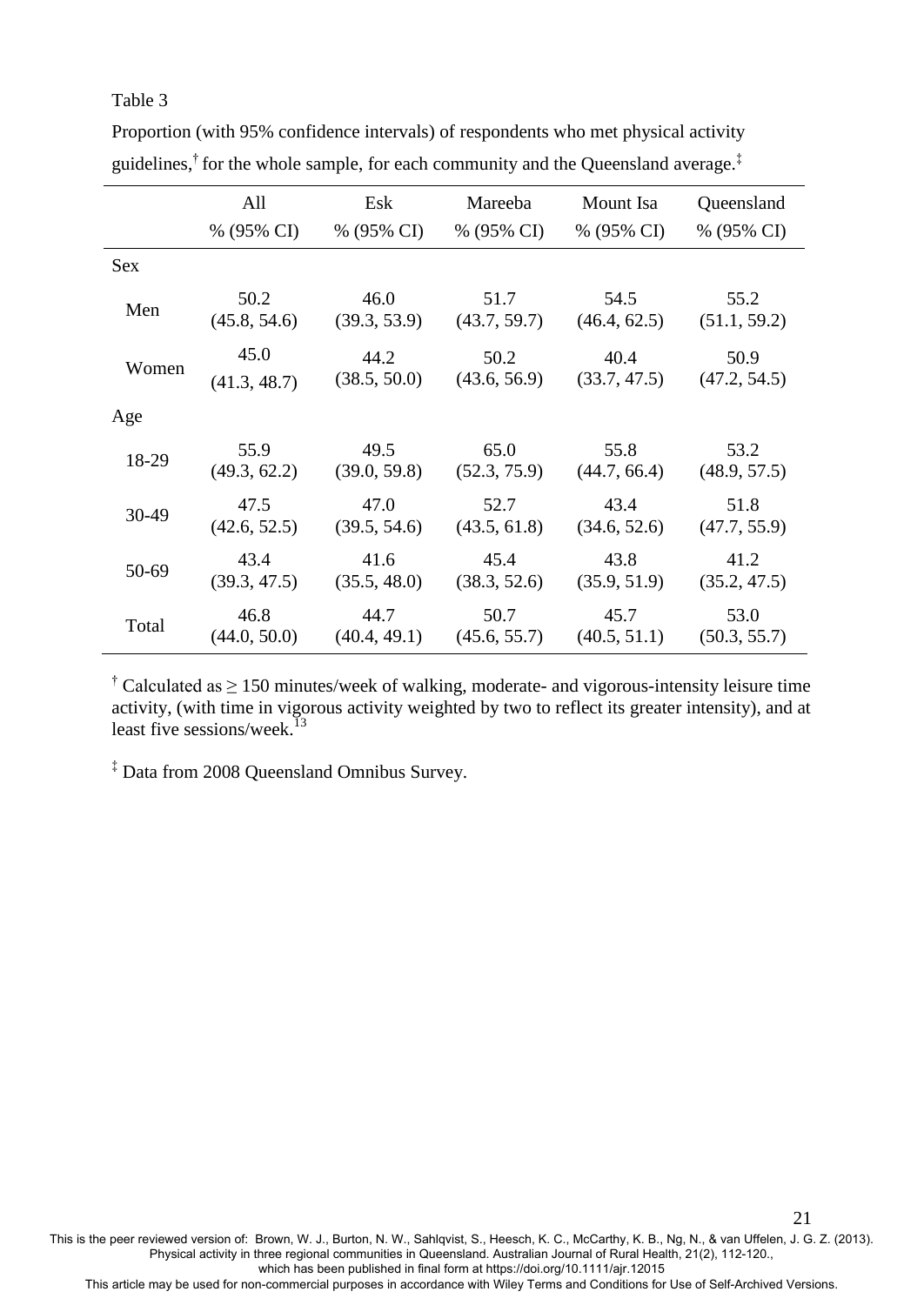Table 3

Proportion (with 95% confidence intervals) of respondents who met physical activity guidelines,[†] for the whole sample, for each community and the Queensland average.[‡]

| | All<br>% (95% CI) | Esk<br>% (95% CI) | Mareeba<br>% (95% CI) | Mount Isa<br>% (95% CI) | Queensland<br>% (95% CI) |
|---|---|---|---|---|---|
| Sex | | | | | |
| Men | 50.2<br>(45.8, 54.6) | 46.0<br>(39.3, 53.9) | 51.7<br>(43.7, 59.7) | 54.5<br>(46.4, 62.5) | 55.2<br>(51.1, 59.2) |
| Women | 45.0<br>(41.3, 48.7) | 44.2<br>(38.5, 50.0) | 50.2<br>(43.6, 56.9) | 40.4<br>(33.7, 47.5) | 50.9<br>(47.2, 54.5) |
| Age | | | | | |
| 18-29 | 55.9<br>(49.3, 62.2) | 49.5<br>(39.0, 59.8) | 65.0<br>(52.3, 75.9) | 55.8<br>(44.7, 66.4) | 53.2<br>(48.9, 57.5) |
| 30-49 | 47.5<br>(42.6, 52.5) | 47.0<br>(39.5, 54.6) | 52.7<br>(43.5, 61.8) | 43.4<br>(34.6, 52.6) | 51.8<br>(47.7, 55.9) |
| 50-69 | 43.4<br>(39.3, 47.5) | 41.6<br>(35.5, 48.0) | 45.4<br>(38.3, 52.6) | 43.8<br>(35.9, 51.9) | 41.2<br>(35.2, 47.5) |
| Total | 46.8<br>(44.0, 50.0) | 44.7<br>(40.4, 49.1) | 50.7<br>(45.6, 55.7) | 45.7<br>(40.5, 51.1) | 53.0<br>(50.3, 55.7) |

[†] Calculated as ≥ 150 minutes/week of walking, moderate- and vigorous-intensity leisure time activity, (with time in vigorous activity weighted by two to reflect its greater intensity), and at least five sessions/week.[13]

[‡] Data from 2008 Queensland Omnibus Survey.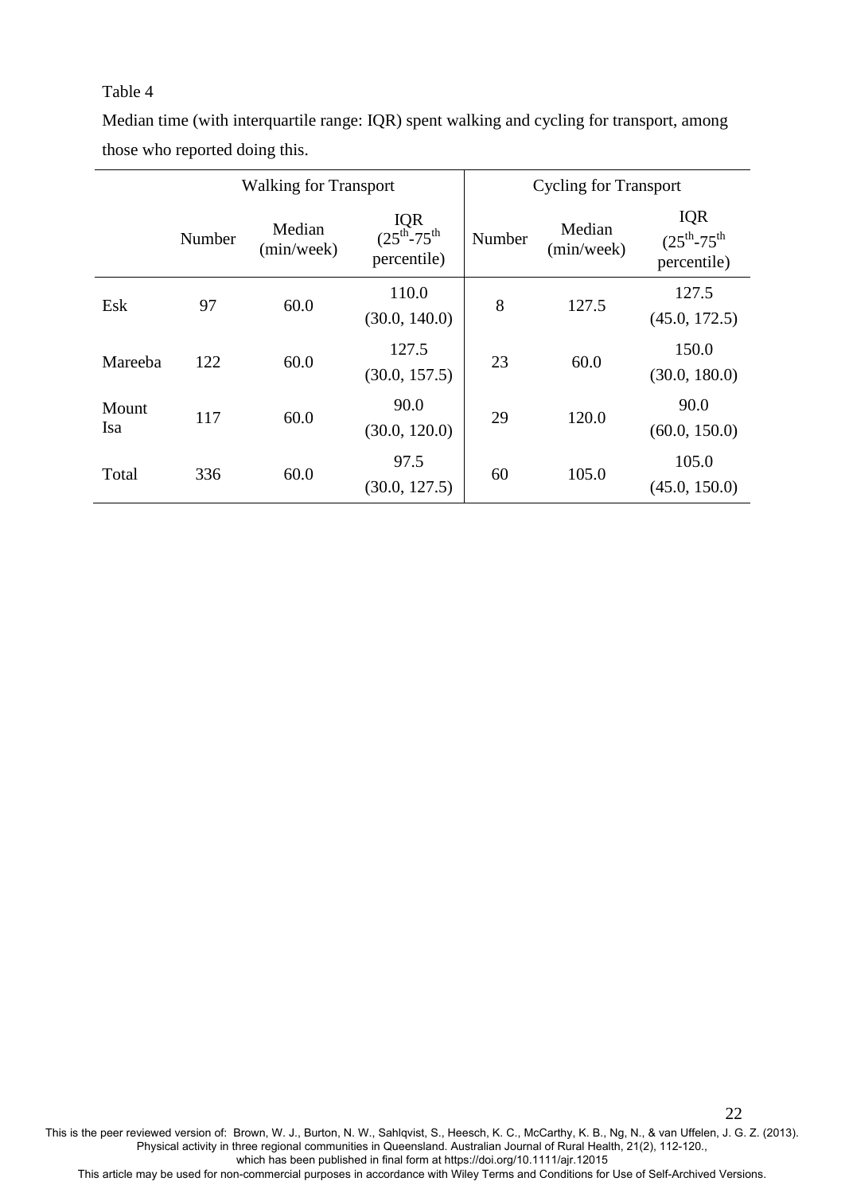Table 4

Median time (with interquartile range: IQR) spent walking and cycling for transport, among those who reported doing this.

| | Walking for Transport | | | Cycling for Transport | | |
|---|---|---|---|---|---|---|
| | Number | Median (min/week) | IQR ($25^{th}$-$75^{th}$ percentile) | Number | Median (min/week) | IQR ($25^{th}$-$75^{th}$ percentile) |
| Esk | 97 | 60.0 | 110.0 (30.0, 140.0) | 8 | 127.5 | 127.5 (45.0, 172.5) |
| Mareeba | 122 | 60.0 | 127.5 (30.0, 157.5) | 23 | 60.0 | 150.0 (30.0, 180.0) |
| Mount Isa | 117 | 60.0 | 90.0 (30.0, 120.0) | 29 | 120.0 | 90.0 (60.0, 150.0) |
| Total | 336 | 60.0 | 97.5 (30.0, 127.5) | 60 | 105.0 | 105.0 (45.0, 150.0) |

This is the peer reviewed version of: Brown, W. J., Burton, N. W., Sahlqvist, S., Heesch, K. C., McCarthy, K. B., Ng, N., & van Uffelen, J. G. Z. (2013). Physical activity in three regional communities in Queensland. Australian Journal of Rural Health, 21(2), 112-120., which has been published in final form at https://doi.org/10.1111/ajr.12015
This article may be used for non-commercial purposes in accordance with Wiley Terms and Conditions for Use of Self-Archived Versions.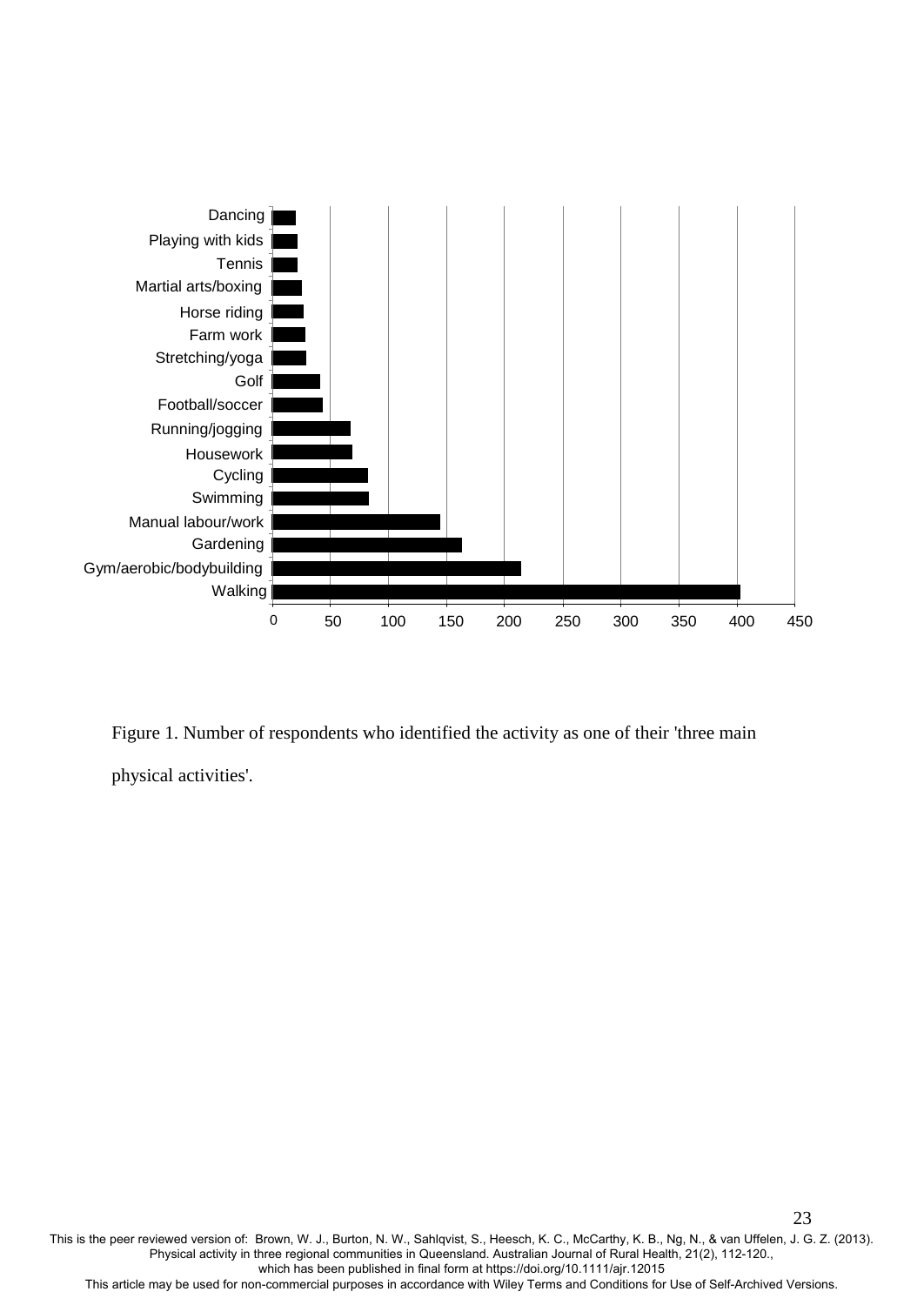Figure 1. Number of respondents who identified the activity as one of their 'three main physical activities'.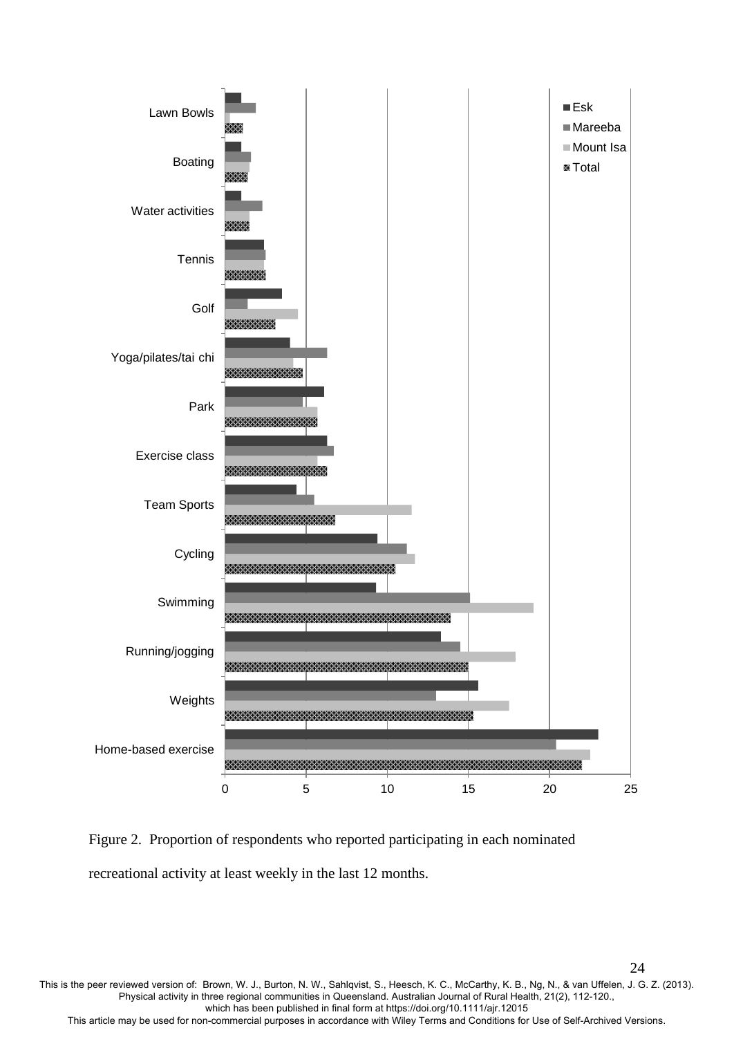Lawn Bowls
Boating
Water activities
Tennis
Golf
Yoga/pilates/tai chi
Park
Exercise class
Team Sports
Cycling
Swimming
Running/jogging
Weights
Home-based exercise

0 5 10 15 20 25

Esk
Mareeba
Mount Isa
Total

Figure 2. Proportion of respondents who reported participating in each nominated recreational activity at least weekly in the last 12 months.

This is the peer reviewed version of: Brown, W. J., Burton, N. W., Sahlqvist, S., Heesch, K. C., McCarthy, K. B., Ng, N., & van Uffelen, J. G. Z. (2013). Physical activity in three regional communities in Queensland. Australian Journal of Rural Health, 21(2), 112-120., which has been published in final form at https://doi.org/10.1111/ajr.12015
This article may be used for non-commercial purposes in accordance with Wiley Terms and Conditions for Use of Self-Archived Versions.